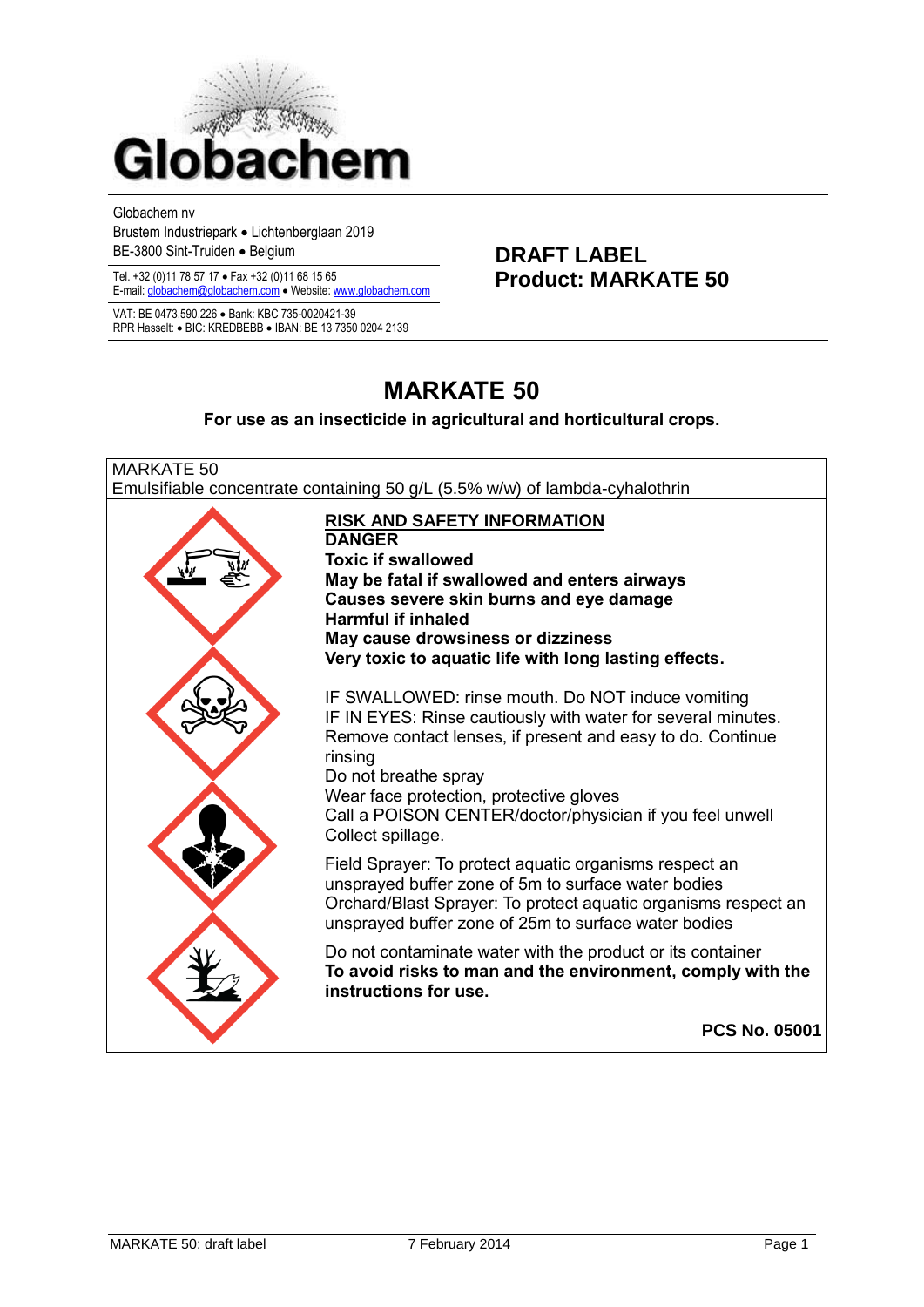Globachem

Globachem nv
Brustem Industriepark • Lichtenberglaan 2019
BE-3800 Sint-Truiden • Belgium

Tel. +32 (0)11 78 57 17 • Fax +32 (0)11 68 15 65
E-mail: globachem@globachem.com • Website: www.globachem.com

VAT: BE 0473.590.226 • Bank: KBC 735-0020421-39
RPR Hasselt: • BIC: KREDBEBB • IBAN: BE 13 7350 0204 2139

**DRAFT LABEL**
**Product: MARKATE 50**

# MARKATE 50

**For use as an insecticide in agricultural and horticultural crops.**

MARKATE 50
Emulsifiable concentrate containing 50 g/L (5.5% w/w) of lambda-cyhalothrin

**RISK AND SAFETY INFORMATION**
**DANGER**
**Toxic if swallowed**
**May be fatal if swallowed and enters airways**
**Causes severe skin burns and eye damage**
**Harmful if inhaled**
**May cause drowsiness or dizziness**
**Very toxic to aquatic life with long lasting effects.**

IF SWALLOWED: rinse mouth. Do NOT induce vomiting
IF IN EYES: Rinse cautiously with water for several minutes. Remove contact lenses, if present and easy to do. Continue rinsing
Do not breathe spray
Wear face protection, protective gloves
Call a POISON CENTER/doctor/physician if you feel unwell
Collect spillage.

Field Sprayer: To protect aquatic organisms respect an unsprayed buffer zone of 5m to surface water bodies
Orchard/Blast Sprayer: To protect aquatic organisms respect an unsprayed buffer zone of 25m to surface water bodies

Do not contaminate water with the product or its container
**To avoid risks to man and the environment, comply with the instructions for use.**

**PCS No. 05001**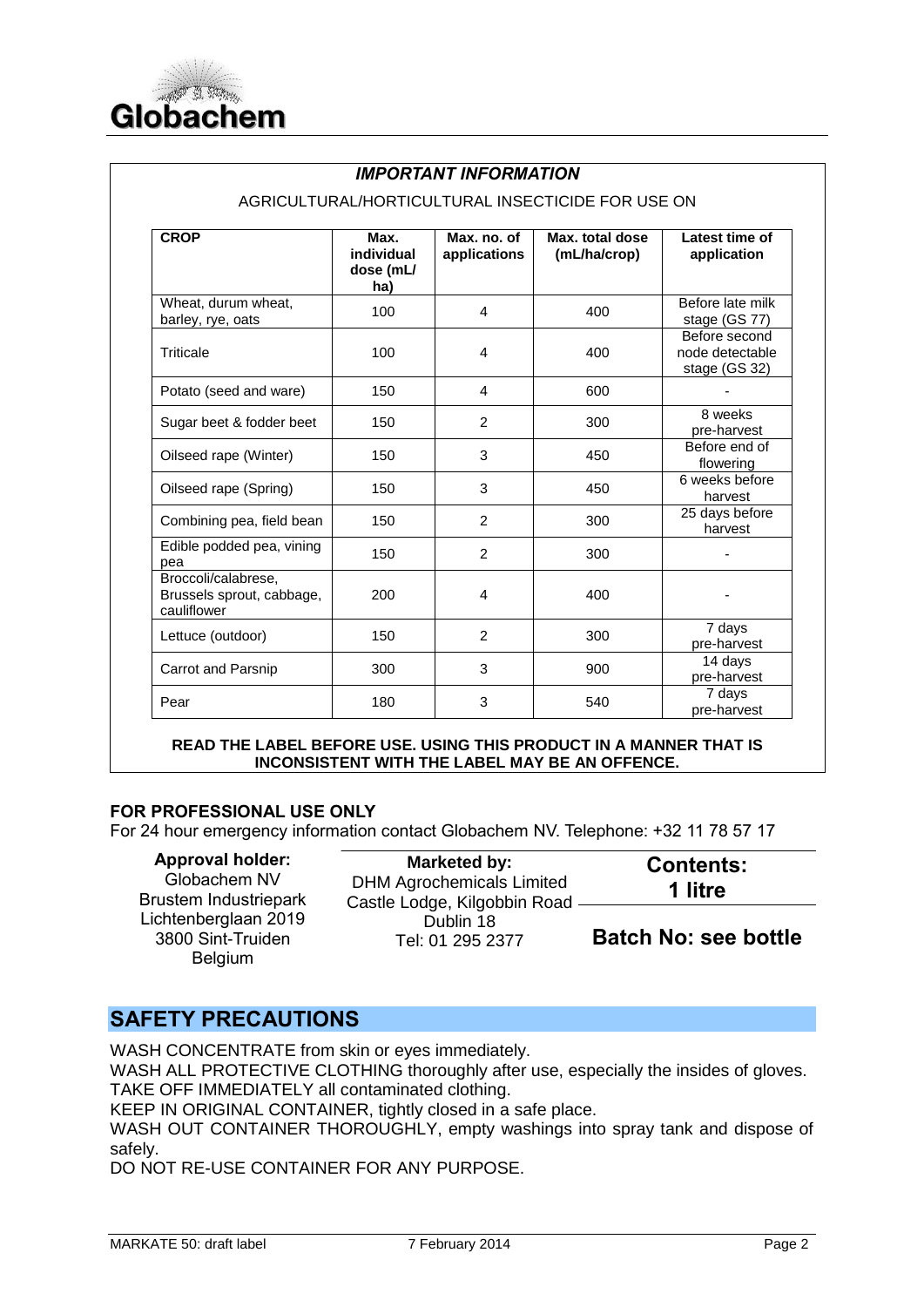## *IMPORTANT INFORMATION*

AGRICULTURAL/HORTICULTURAL INSECTICIDE FOR USE ON

| CROP | Max. individual dose (mL/ ha) | Max. no. of applications | Max. total dose (mL/ha/crop) | Latest time of application |
|---|---|---|---|---|
| Wheat, durum wheat, barley, rye, oats | 100 | 4 | 400 | Before late milk stage (GS 77) |
| Triticale | 100 | 4 | 400 | Before second node detectable stage (GS 32) |
| Potato (seed and ware) | 150 | 4 | 600 | - |
| Sugar beet & fodder beet | 150 | 2 | 300 | 8 weeks pre-harvest |
| Oilseed rape (Winter) | 150 | 3 | 450 | Before end of flowering |
| Oilseed rape (Spring) | 150 | 3 | 450 | 6 weeks before harvest |
| Combining pea, field bean | 150 | 2 | 300 | 25 days before harvest |
| Edible podded pea, vining pea | 150 | 2 | 300 | - |
| Broccoli/calabrese, Brussels sprout, cabbage, cauliflower | 200 | 4 | 400 | - |
| Lettuce (outdoor) | 150 | 2 | 300 | 7 days pre-harvest |
| Carrot and Parsnip | 300 | 3 | 900 | 14 days pre-harvest |
| Pear | 180 | 3 | 540 | 7 days pre-harvest |

**READ THE LABEL BEFORE USE. USING THIS PRODUCT IN A MANNER THAT IS INCONSISTENT WITH THE LABEL MAY BE AN OFFENCE.**

**FOR PROFESSIONAL USE ONLY**

For 24 hour emergency information contact Globachem NV. Telephone: +32 11 78 57 17

**Approval holder:**
Globachem NV
Brustem Industriepark
Lichtenberglaan 2019
3800 Sint-Truiden
Belgium

**Marketed by:**
DHM Agrochemicals Limited
Castle Lodge, Kilgobbin Road
Dublin 18
Tel: 01 295 2377

**Contents: 1 litre**

**Batch No: see bottle**

## SAFETY PRECAUTIONS

WASH CONCENTRATE from skin or eyes immediately.
WASH ALL PROTECTIVE CLOTHING thoroughly after use, especially the insides of gloves.
TAKE OFF IMMEDIATELY all contaminated clothing.
KEEP IN ORIGINAL CONTAINER, tightly closed in a safe place.
WASH OUT CONTAINER THOROUGHLY, empty washings into spray tank and dispose of safely.
DO NOT RE-USE CONTAINER FOR ANY PURPOSE.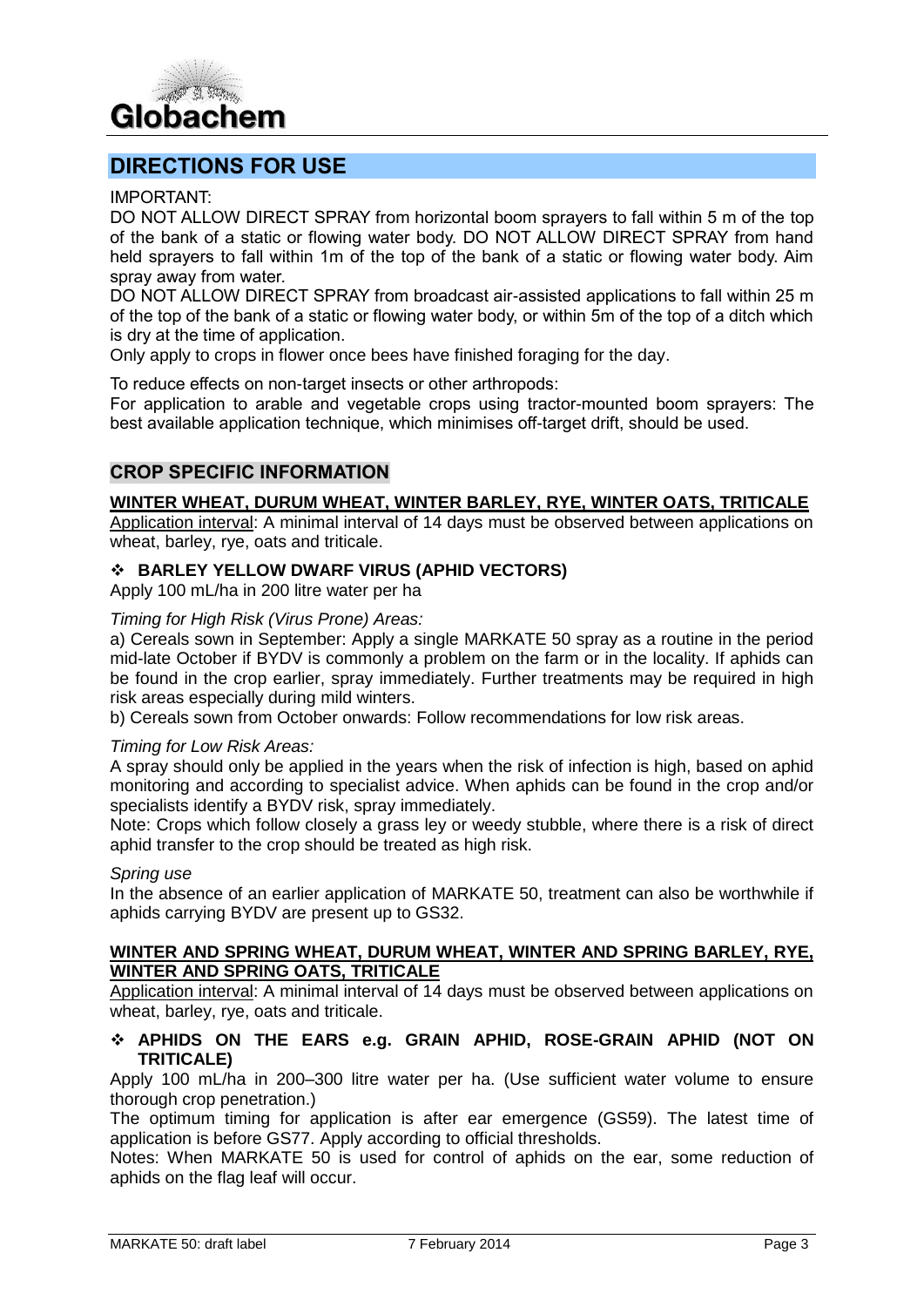## DIRECTIONS FOR USE

IMPORTANT:

DO NOT ALLOW DIRECT SPRAY from horizontal boom sprayers to fall within 5 m of the top of the bank of a static or flowing water body. DO NOT ALLOW DIRECT SPRAY from hand held sprayers to fall within 1m of the top of the bank of a static or flowing water body. Aim spray away from water.

DO NOT ALLOW DIRECT SPRAY from broadcast air-assisted applications to fall within 25 m of the top of the bank of a static or flowing water body, or within 5m of the top of a ditch which is dry at the time of application.

Only apply to crops in flower once bees have finished foraging for the day.

To reduce effects on non-target insects or other arthropods:

For application to arable and vegetable crops using tractor-mounted boom sprayers: The best available application technique, which minimises off-target drift, should be used.

### CROP SPECIFIC INFORMATION

#### WINTER WHEAT, DURUM WHEAT, WINTER BARLEY, RYE, WINTER OATS, TRITICALE

Application interval: A minimal interval of 14 days must be observed between applications on wheat, barley, rye, oats and triticale.

- **BARLEY YELLOW DWARF VIRUS (APHID VECTORS)**

Apply 100 mL/ha in 200 litre water per ha

*Timing for High Risk (Virus Prone) Areas:*

a) Cereals sown in September: Apply a single MARKATE 50 spray as a routine in the period mid-late October if BYDV is commonly a problem on the farm or in the locality. If aphids can be found in the crop earlier, spray immediately. Further treatments may be required in high risk areas especially during mild winters.

b) Cereals sown from October onwards: Follow recommendations for low risk areas.

*Timing for Low Risk Areas:*

A spray should only be applied in the years when the risk of infection is high, based on aphid monitoring and according to specialist advice. When aphids can be found in the crop and/or specialists identify a BYDV risk, spray immediately.

Note: Crops which follow closely a grass ley or weedy stubble, where there is a risk of direct aphid transfer to the crop should be treated as high risk.

*Spring use*

In the absence of an earlier application of MARKATE 50, treatment can also be worthwhile if aphids carrying BYDV are present up to GS32.

#### WINTER AND SPRING WHEAT, DURUM WHEAT, WINTER AND SPRING BARLEY, RYE, WINTER AND SPRING OATS, TRITICALE

Application interval: A minimal interval of 14 days must be observed between applications on wheat, barley, rye, oats and triticale.

- **APHIDS ON THE EARS e.g. GRAIN APHID, ROSE-GRAIN APHID (NOT ON TRITICALE)**

Apply 100 mL/ha in 200–300 litre water per ha. (Use sufficient water volume to ensure thorough crop penetration.)

The optimum timing for application is after ear emergence (GS59). The latest time of application is before GS77. Apply according to official thresholds.

Notes: When MARKATE 50 is used for control of aphids on the ear, some reduction of aphids on the flag leaf will occur.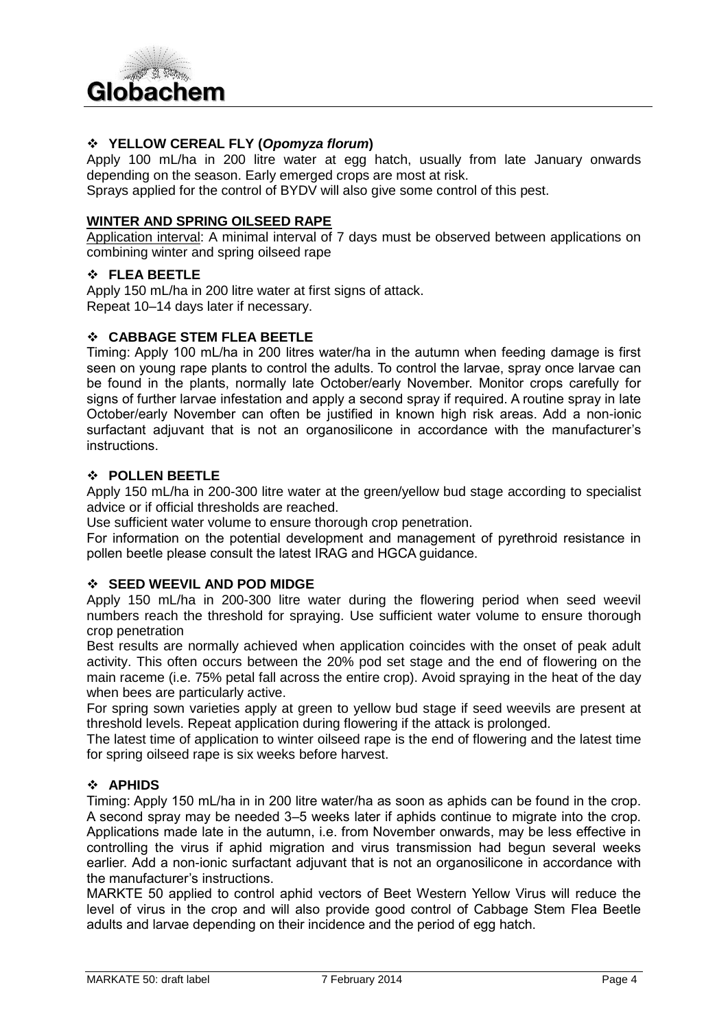### ❖ YELLOW CEREAL FLY (*Opomyza florum*)

Apply 100 mL/ha in 200 litre water at egg hatch, usually from late January onwards depending on the season. Early emerged crops are most at risk.
Sprays applied for the control of BYDV will also give some control of this pest.

## WINTER AND SPRING OILSEED RAPE

Application interval: A minimal interval of 7 days must be observed between applications on combining winter and spring oilseed rape

### ❖ FLEA BEETLE

Apply 150 mL/ha in 200 litre water at first signs of attack.
Repeat 10–14 days later if necessary.

### ❖ CABBAGE STEM FLEA BEETLE

Timing: Apply 100 mL/ha in 200 litres water/ha in the autumn when feeding damage is first seen on young rape plants to control the adults. To control the larvae, spray once larvae can be found in the plants, normally late October/early November. Monitor crops carefully for signs of further larvae infestation and apply a second spray if required. A routine spray in late October/early November can often be justified in known high risk areas. Add a non-ionic surfactant adjuvant that is not an organosilicone in accordance with the manufacturer's instructions.

### ❖ POLLEN BEETLE

Apply 150 mL/ha in 200-300 litre water at the green/yellow bud stage according to specialist advice or if official thresholds are reached.
Use sufficient water volume to ensure thorough crop penetration.
For information on the potential development and management of pyrethroid resistance in pollen beetle please consult the latest IRAG and HGCA guidance.

### ❖ SEED WEEVIL AND POD MIDGE

Apply 150 mL/ha in 200-300 litre water during the flowering period when seed weevil numbers reach the threshold for spraying. Use sufficient water volume to ensure thorough crop penetration
Best results are normally achieved when application coincides with the onset of peak adult activity. This often occurs between the 20% pod set stage and the end of flowering on the main raceme (i.e. 75% petal fall across the entire crop). Avoid spraying in the heat of the day when bees are particularly active.
For spring sown varieties apply at green to yellow bud stage if seed weevils are present at threshold levels. Repeat application during flowering if the attack is prolonged.
The latest time of application to winter oilseed rape is the end of flowering and the latest time for spring oilseed rape is six weeks before harvest.

### ❖ APHIDS

Timing: Apply 150 mL/ha in in 200 litre water/ha as soon as aphids can be found in the crop. A second spray may be needed 3–5 weeks later if aphids continue to migrate into the crop. Applications made late in the autumn, i.e. from November onwards, may be less effective in controlling the virus if aphid migration and virus transmission had begun several weeks earlier. Add a non-ionic surfactant adjuvant that is not an organosilicone in accordance with the manufacturer's instructions.
MARKTE 50 applied to control aphid vectors of Beet Western Yellow Virus will reduce the level of virus in the crop and will also provide good control of Cabbage Stem Flea Beetle adults and larvae depending on their incidence and the period of egg hatch.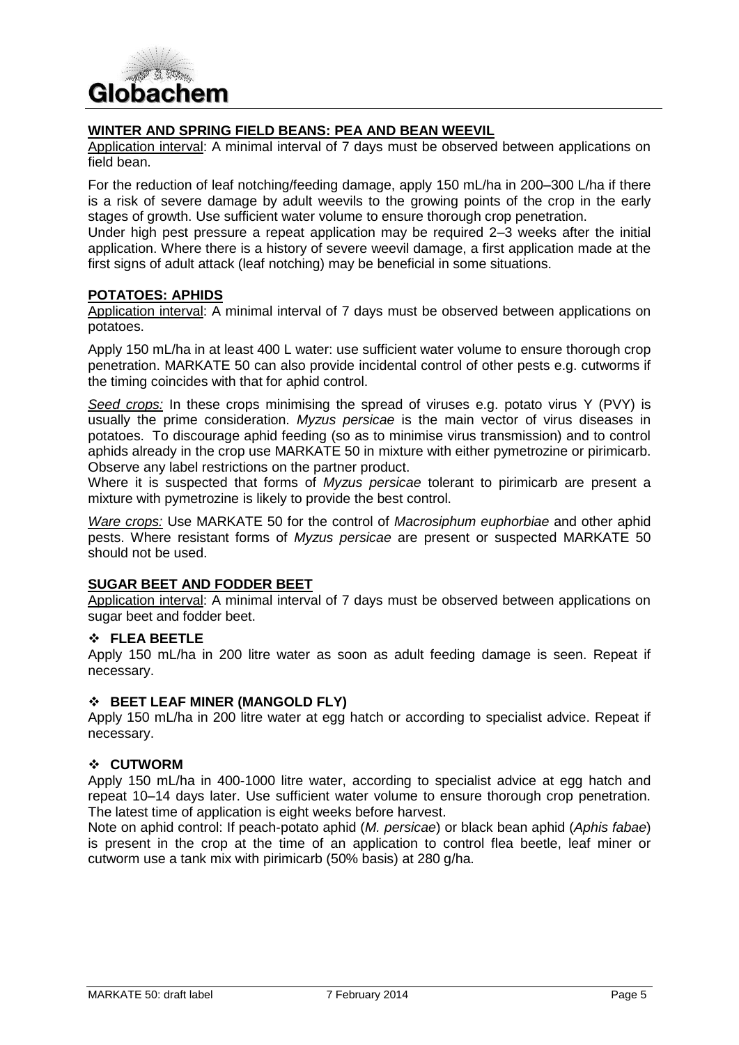## WINTER AND SPRING FIELD BEANS: PEA AND BEAN WEEVIL

Application interval: A minimal interval of 7 days must be observed between applications on field bean.

For the reduction of leaf notching/feeding damage, apply 150 mL/ha in 200–300 L/ha if there is a risk of severe damage by adult weevils to the growing points of the crop in the early stages of growth. Use sufficient water volume to ensure thorough crop penetration.
Under high pest pressure a repeat application may be required 2–3 weeks after the initial application. Where there is a history of severe weevil damage, a first application made at the first signs of adult attack (leaf notching) may be beneficial in some situations.

## POTATOES: APHIDS

Application interval: A minimal interval of 7 days must be observed between applications on potatoes.

Apply 150 mL/ha in at least 400 L water: use sufficient water volume to ensure thorough crop penetration. MARKATE 50 can also provide incidental control of other pests e.g. cutworms if the timing coincides with that for aphid control.

*Seed crops:* In these crops minimising the spread of viruses e.g. potato virus Y (PVY) is usually the prime consideration. *Myzus persicae* is the main vector of virus diseases in potatoes. To discourage aphid feeding (so as to minimise virus transmission) and to control aphids already in the crop use MARKATE 50 in mixture with either pymetrozine or pirimicarb. Observe any label restrictions on the partner product.
Where it is suspected that forms of *Myzus persicae* tolerant to pirimicarb are present a mixture with pymetrozine is likely to provide the best control.

*Ware crops:* Use MARKATE 50 for the control of *Macrosiphum euphorbiae* and other aphid pests. Where resistant forms of *Myzus persicae* are present or suspected MARKATE 50 should not be used.

## SUGAR BEET AND FODDER BEET

Application interval: A minimal interval of 7 days must be observed between applications on sugar beet and fodder beet.

### ❖ FLEA BEETLE

Apply 150 mL/ha in 200 litre water as soon as adult feeding damage is seen. Repeat if necessary.

### ❖ BEET LEAF MINER (MANGOLD FLY)

Apply 150 mL/ha in 200 litre water at egg hatch or according to specialist advice. Repeat if necessary.

### ❖ CUTWORM

Apply 150 mL/ha in 400-1000 litre water, according to specialist advice at egg hatch and repeat 10–14 days later. Use sufficient water volume to ensure thorough crop penetration. The latest time of application is eight weeks before harvest.
Note on aphid control: If peach-potato aphid (*M. persicae*) or black bean aphid (*Aphis fabae*) is present in the crop at the time of an application to control flea beetle, leaf miner or cutworm use a tank mix with pirimicarb (50% basis) at 280 g/ha.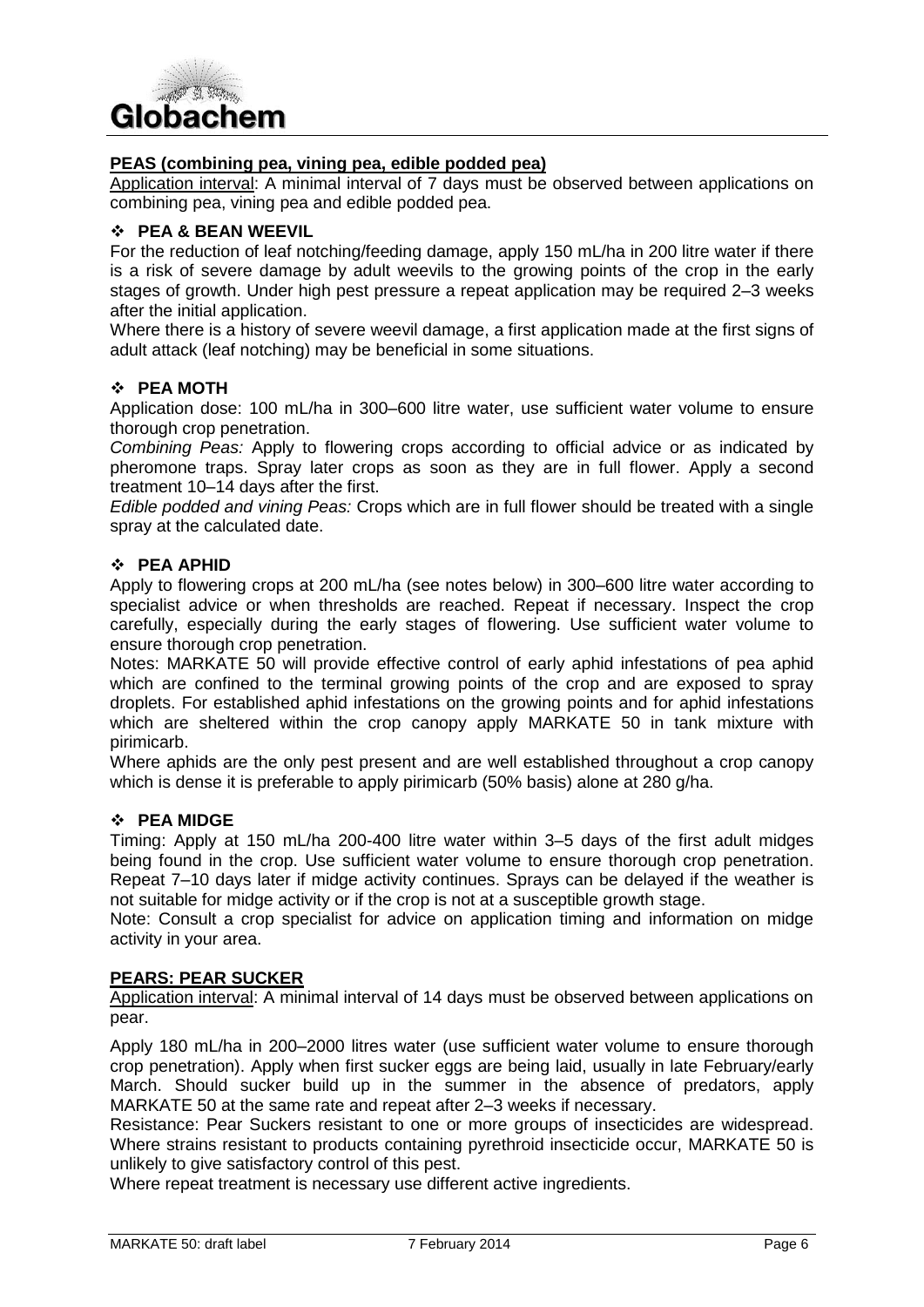**PEAS (combining pea, vining pea, edible podded pea)**

Application interval: A minimal interval of 7 days must be observed between applications on combining pea, vining pea and edible podded pea.

### ❖ PEA & BEAN WEEVIL

For the reduction of leaf notching/feeding damage, apply 150 mL/ha in 200 litre water if there is a risk of severe damage by adult weevils to the growing points of the crop in the early stages of growth. Under high pest pressure a repeat application may be required 2–3 weeks after the initial application.

Where there is a history of severe weevil damage, a first application made at the first signs of adult attack (leaf notching) may be beneficial in some situations.

### ❖ PEA MOTH

Application dose: 100 mL/ha in 300–600 litre water, use sufficient water volume to ensure thorough crop penetration.

*Combining Peas:* Apply to flowering crops according to official advice or as indicated by pheromone traps. Spray later crops as soon as they are in full flower. Apply a second treatment 10–14 days after the first.

*Edible podded and vining Peas:* Crops which are in full flower should be treated with a single spray at the calculated date.

### ❖ PEA APHID

Apply to flowering crops at 200 mL/ha (see notes below) in 300–600 litre water according to specialist advice or when thresholds are reached. Repeat if necessary. Inspect the crop carefully, especially during the early stages of flowering. Use sufficient water volume to ensure thorough crop penetration.

Notes: MARKATE 50 will provide effective control of early aphid infestations of pea aphid which are confined to the terminal growing points of the crop and are exposed to spray droplets. For established aphid infestations on the growing points and for aphid infestations which are sheltered within the crop canopy apply MARKATE 50 in tank mixture with pirimicarb.

Where aphids are the only pest present and are well established throughout a crop canopy which is dense it is preferable to apply pirimicarb (50% basis) alone at 280 g/ha.

### ❖ PEA MIDGE

Timing: Apply at 150 mL/ha 200-400 litre water within 3–5 days of the first adult midges being found in the crop. Use sufficient water volume to ensure thorough crop penetration. Repeat 7–10 days later if midge activity continues. Sprays can be delayed if the weather is not suitable for midge activity or if the crop is not at a susceptible growth stage.

Note: Consult a crop specialist for advice on application timing and information on midge activity in your area.

**PEARS: PEAR SUCKER**

Application interval: A minimal interval of 14 days must be observed between applications on pear.

Apply 180 mL/ha in 200–2000 litres water (use sufficient water volume to ensure thorough crop penetration). Apply when first sucker eggs are being laid, usually in late February/early March. Should sucker build up in the summer in the absence of predators, apply MARKATE 50 at the same rate and repeat after 2–3 weeks if necessary.

Resistance: Pear Suckers resistant to one or more groups of insecticides are widespread. Where strains resistant to products containing pyrethroid insecticide occur, MARKATE 50 is unlikely to give satisfactory control of this pest.

Where repeat treatment is necessary use different active ingredients.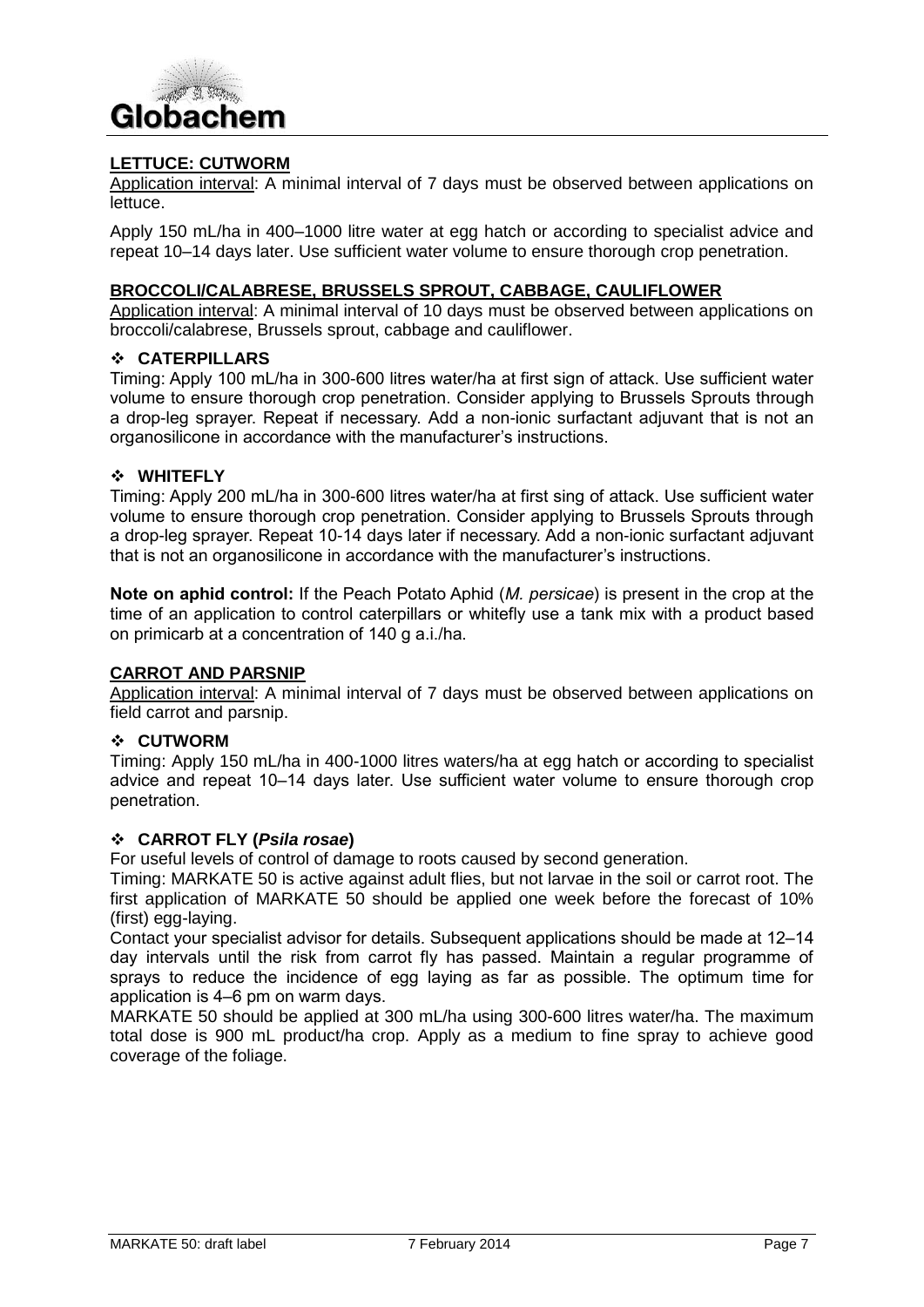**LETTUCE: CUTWORM**

Application interval: A minimal interval of 7 days must be observed between applications on lettuce.

Apply 150 mL/ha in 400–1000 litre water at egg hatch or according to specialist advice and repeat 10–14 days later. Use sufficient water volume to ensure thorough crop penetration.

**BROCCOLI/CALABRESE, BRUSSELS SPROUT, CABBAGE, CAULIFLOWER**

Application interval: A minimal interval of 10 days must be observed between applications on broccoli/calabrese, Brussels sprout, cabbage and cauliflower.

- **CATERPILLARS**

Timing: Apply 100 mL/ha in 300-600 litres water/ha at first sign of attack. Use sufficient water volume to ensure thorough crop penetration. Consider applying to Brussels Sprouts through a drop-leg sprayer. Repeat if necessary. Add a non-ionic surfactant adjuvant that is not an organosilicone in accordance with the manufacturer's instructions.

- **WHITEFLY**

Timing: Apply 200 mL/ha in 300-600 litres water/ha at first sing of attack. Use sufficient water volume to ensure thorough crop penetration. Consider applying to Brussels Sprouts through a drop-leg sprayer. Repeat 10-14 days later if necessary. Add a non-ionic surfactant adjuvant that is not an organosilicone in accordance with the manufacturer's instructions.

**Note on aphid control:** If the Peach Potato Aphid (*M. persicae*) is present in the crop at the time of an application to control caterpillars or whitefly use a tank mix with a product based on primicarb at a concentration of 140 g a.i./ha.

**CARROT AND PARSNIP**

Application interval: A minimal interval of 7 days must be observed between applications on field carrot and parsnip.

- **CUTWORM**

Timing: Apply 150 mL/ha in 400-1000 litres waters/ha at egg hatch or according to specialist advice and repeat 10–14 days later. Use sufficient water volume to ensure thorough crop penetration.

- **CARROT FLY (*Psila rosae*)**

For useful levels of control of damage to roots caused by second generation.

Timing: MARKATE 50 is active against adult flies, but not larvae in the soil or carrot root. The first application of MARKATE 50 should be applied one week before the forecast of 10% (first) egg-laying.

Contact your specialist advisor for details. Subsequent applications should be made at 12–14 day intervals until the risk from carrot fly has passed. Maintain a regular programme of sprays to reduce the incidence of egg laying as far as possible. The optimum time for application is 4–6 pm on warm days.

MARKATE 50 should be applied at 300 mL/ha using 300-600 litres water/ha. The maximum total dose is 900 mL product/ha crop. Apply as a medium to fine spray to achieve good coverage of the foliage.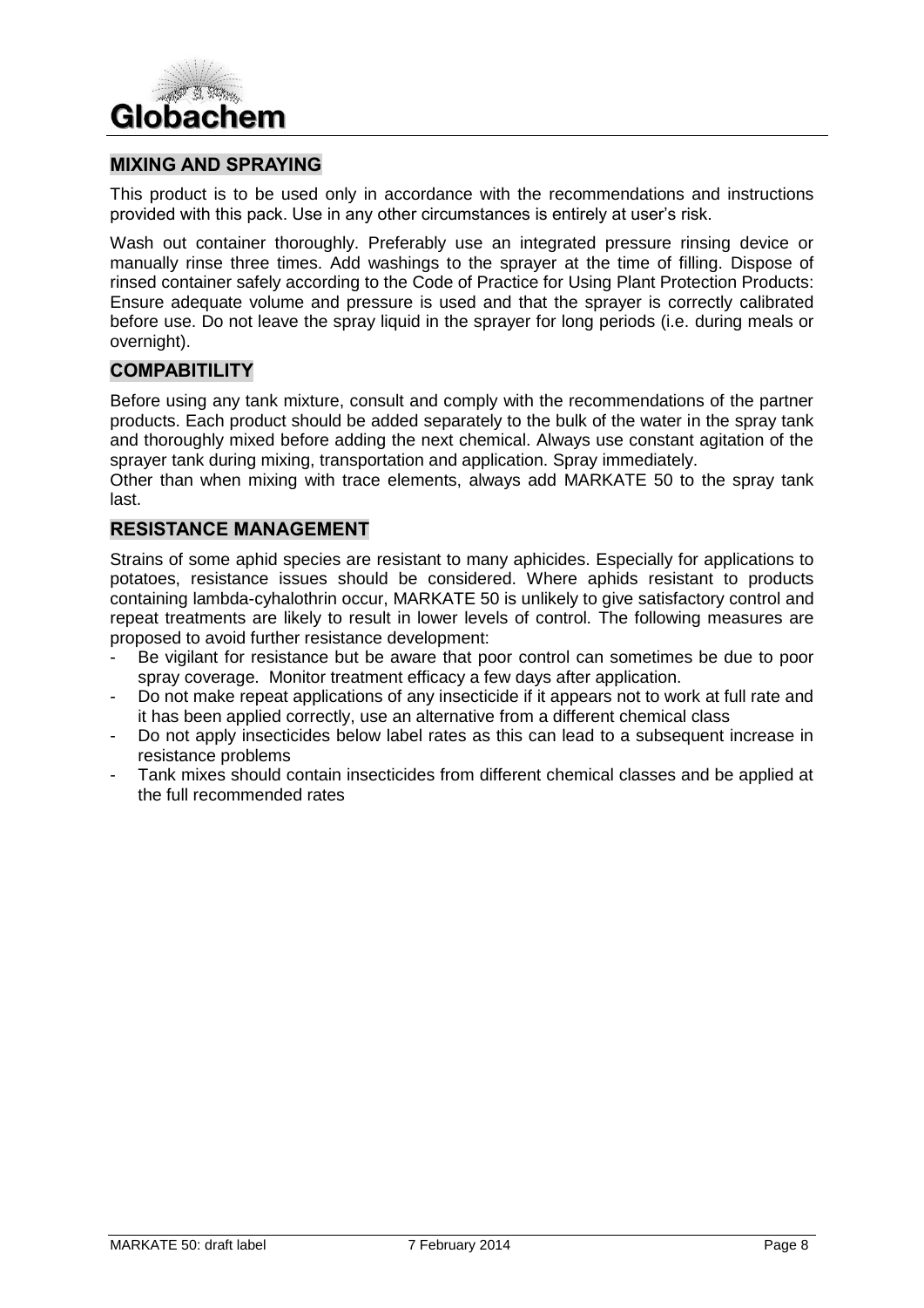## MIXING AND SPRAYING

This product is to be used only in accordance with the recommendations and instructions provided with this pack. Use in any other circumstances is entirely at user's risk.

Wash out container thoroughly. Preferably use an integrated pressure rinsing device or manually rinse three times. Add washings to the sprayer at the time of filling. Dispose of rinsed container safely according to the Code of Practice for Using Plant Protection Products: Ensure adequate volume and pressure is used and that the sprayer is correctly calibrated before use. Do not leave the spray liquid in the sprayer for long periods (i.e. during meals or overnight).

## COMPABITILITY

Before using any tank mixture, consult and comply with the recommendations of the partner products. Each product should be added separately to the bulk of the water in the spray tank and thoroughly mixed before adding the next chemical. Always use constant agitation of the sprayer tank during mixing, transportation and application. Spray immediately.

Other than when mixing with trace elements, always add MARKATE 50 to the spray tank last.

## RESISTANCE MANAGEMENT

Strains of some aphid species are resistant to many aphicides. Especially for applications to potatoes, resistance issues should be considered. Where aphids resistant to products containing lambda-cyhalothrin occur, MARKATE 50 is unlikely to give satisfactory control and repeat treatments are likely to result in lower levels of control. The following measures are proposed to avoid further resistance development:

- Be vigilant for resistance but be aware that poor control can sometimes be due to poor spray coverage. Monitor treatment efficacy a few days after application.
- Do not make repeat applications of any insecticide if it appears not to work at full rate and it has been applied correctly, use an alternative from a different chemical class
- Do not apply insecticides below label rates as this can lead to a subsequent increase in resistance problems
- Tank mixes should contain insecticides from different chemical classes and be applied at the full recommended rates